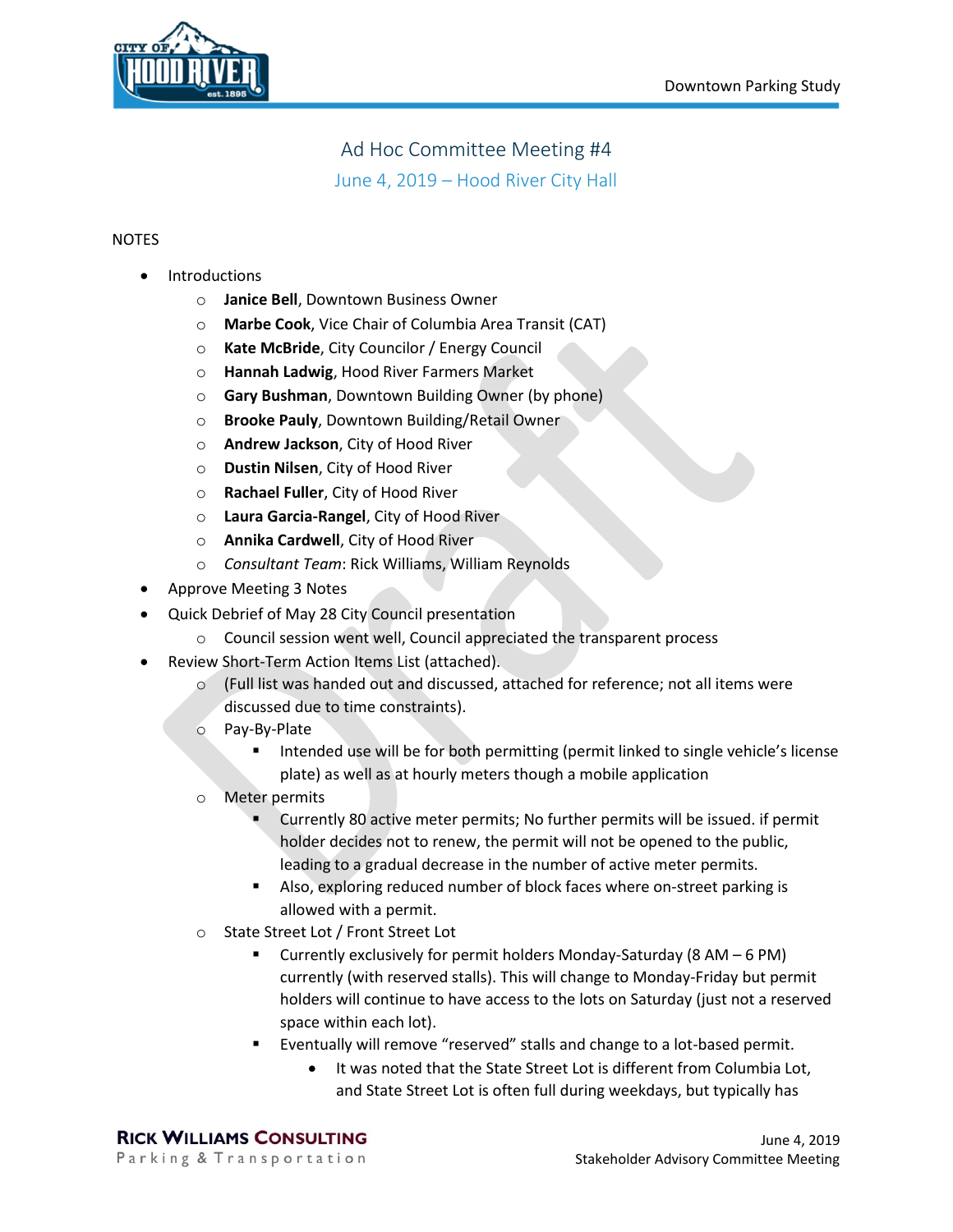# Ad Hoc Committee Meeting #4

## June 4, 2019 – Hood River City Hall

NOTES

- Introductions
  - **Janice Bell**, Downtown Business Owner
  - **Marbe Cook**, Vice Chair of Columbia Area Transit (CAT)
  - **Kate McBride**, City Councilor / Energy Council
  - **Hannah Ladwig**, Hood River Farmers Market
  - **Gary Bushman**, Downtown Building Owner (by phone)
  - **Brooke Pauly**, Downtown Building/Retail Owner
  - **Andrew Jackson**, City of Hood River
  - **Dustin Nilsen**, City of Hood River
  - **Rachael Fuller**, City of Hood River
  - **Laura Garcia-Rangel**, City of Hood River
  - **Annika Cardwell**, City of Hood River
  - *Consultant Team*: Rick Williams, William Reynolds
- Approve Meeting 3 Notes
- Quick Debrief of May 28 City Council presentation
  - Council session went well, Council appreciated the transparent process
- Review Short-Term Action Items List (attached).
  - (Full list was handed out and discussed, attached for reference; not all items were discussed due to time constraints).
  - Pay-By-Plate
    - Intended use will be for both permitting (permit linked to single vehicle's license plate) as well as at hourly meters though a mobile application
  - Meter permits
    - Currently 80 active meter permits; No further permits will be issued. if permit holder decides not to renew, the permit will not be opened to the public, leading to a gradual decrease in the number of active meter permits.
    - Also, exploring reduced number of block faces where on-street parking is allowed with a permit.
  - State Street Lot / Front Street Lot
    - Currently exclusively for permit holders Monday-Saturday (8 AM – 6 PM) currently (with reserved stalls). This will change to Monday-Friday but permit holders will continue to have access to the lots on Saturday (just not a reserved space within each lot).
    - Eventually will remove "reserved" stalls and change to a lot-based permit.
      - It was noted that the State Street Lot is different from Columbia Lot, and State Street Lot is often full during weekdays, but typically has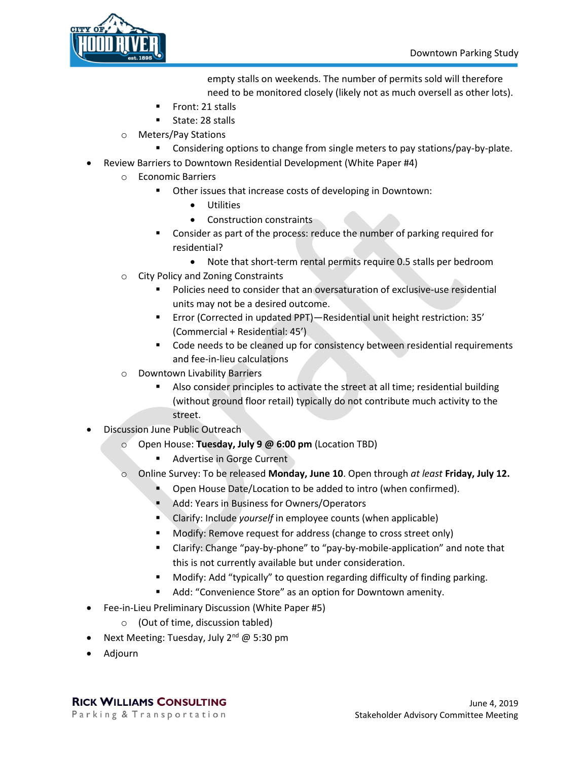empty stalls on weekends. The number of permits sold will therefore need to be monitored closely (likely not as much oversell as other lots).

        - Front: 21 stalls
        - State: 28 stalls
    - Meters/Pay Stations
        - Considering options to change from single meters to pay stations/pay-by-plate.
- Review Barriers to Downtown Residential Development (White Paper #4)
    - Economic Barriers
        - Other issues that increase costs of developing in Downtown:
            - Utilities
            - Construction constraints
        - Consider as part of the process: reduce the number of parking required for residential?
            - Note that short-term rental permits require 0.5 stalls per bedroom
    - City Policy and Zoning Constraints
        - Policies need to consider that an oversaturation of exclusive-use residential units may not be a desired outcome.
        - Error (Corrected in updated PPT)—Residential unit height restriction: 35' (Commercial + Residential: 45')
        - Code needs to be cleaned up for consistency between residential requirements and fee-in-lieu calculations
    - Downtown Livability Barriers
        - Also consider principles to activate the street at all time; residential building (without ground floor retail) typically do not contribute much activity to the street.
- Discussion June Public Outreach
    - Open House: **Tuesday, July 9 @ 6:00 pm** (Location TBD)
        - Advertise in Gorge Current
    - Online Survey: To be released **Monday, June 10**. Open through *at least* **Friday, July 12.**
        - Open House Date/Location to be added to intro (when confirmed).
        - Add: Years in Business for Owners/Operators
        - Clarify: Include *yourself* in employee counts (when applicable)
        - Modify: Remove request for address (change to cross street only)
        - Clarify: Change "pay-by-phone" to "pay-by-mobile-application" and note that this is not currently available but under consideration.
        - Modify: Add "typically" to question regarding difficulty of finding parking.
        - Add: "Convenience Store" as an option for Downtown amenity.
- Fee-in-Lieu Preliminary Discussion (White Paper #5)
    - (Out of time, discussion tabled)
- Next Meeting: Tuesday, July 2nd @ 5:30 pm
- Adjourn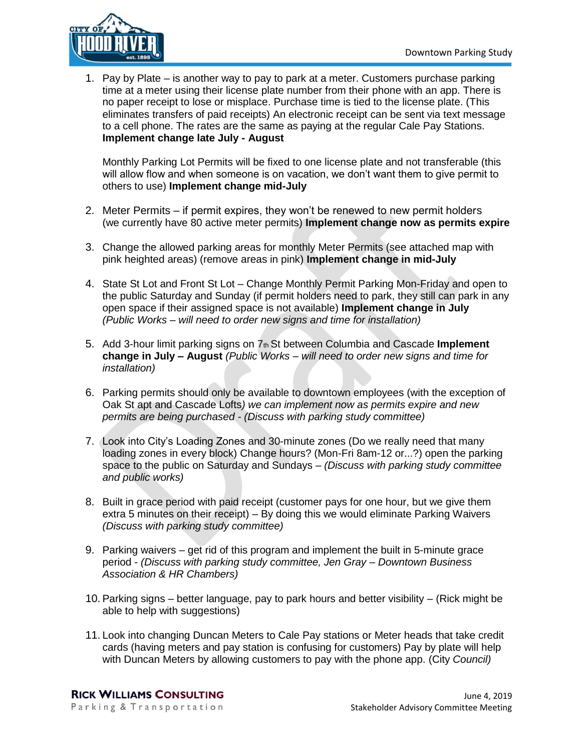1. Pay by Plate – is another way to pay to park at a meter. Customers purchase parking time at a meter using their license plate number from their phone with an app. There is no paper receipt to lose or misplace. Purchase time is tied to the license plate. (This eliminates transfers of paid receipts) An electronic receipt can be sent via text message to a cell phone. The rates are the same as paying at the regular Cale Pay Stations. **Implement change late July - August**

   Monthly Parking Lot Permits will be fixed to one license plate and not transferable (this will allow flow and when someone is on vacation, we don't want them to give permit to others to use) **Implement change mid-July**

2. Meter Permits – if permit expires, they won't be renewed to new permit holders (we currently have 80 active meter permits) **Implement change now as permits expire**

3. Change the allowed parking areas for monthly Meter Permits (see attached map with pink heighted areas) (remove areas in pink) **Implement change in mid-July**

4. State St Lot and Front St Lot – Change Monthly Permit Parking Mon-Friday and open to the public Saturday and Sunday (if permit holders need to park, they still can park in any open space if their assigned space is not available) **Implement change in July** *(Public Works – will need to order new signs and time for installation)*

5. Add 3-hour limit parking signs on 7th St between Columbia and Cascade **Implement change in July – August** *(Public Works – will need to order new signs and time for installation)*

6. Parking permits should only be available to downtown employees (with the exception of Oak St apt and Cascade Lofts*) we can implement now as permits expire and new permits are being purchased - (Discuss with parking study committee)*

7. Look into City's Loading Zones and 30-minute zones (Do we really need that many loading zones in every block) Change hours? (Mon-Fri 8am-12 or...?) open the parking space to the public on Saturday and Sundays – *(Discuss with parking study committee and public works)*

8. Built in grace period with paid receipt (customer pays for one hour, but we give them extra 5 minutes on their receipt) – By doing this we would eliminate Parking Waivers *(Discuss with parking study committee)*

9. Parking waivers – get rid of this program and implement the built in 5-minute grace period - *(Discuss with parking study committee, Jen Gray – Downtown Business Association & HR Chambers)*

10. Parking signs – better language, pay to park hours and better visibility – (Rick might be able to help with suggestions)

11. Look into changing Duncan Meters to Cale Pay stations or Meter heads that take credit cards (having meters and pay station is confusing for customers) Pay by plate will help with Duncan Meters by allowing customers to pay with the phone app. (City *Council)*